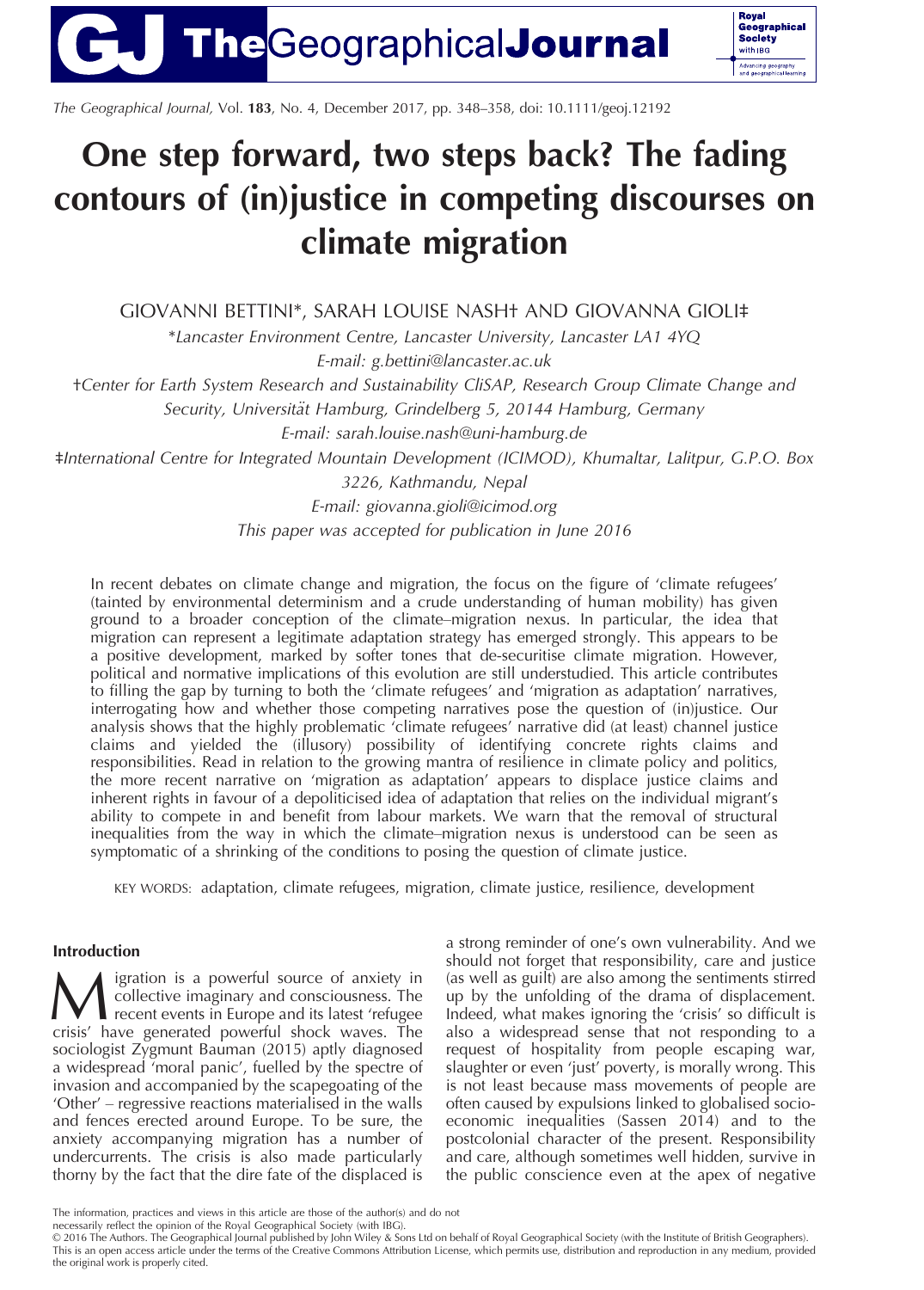# One step forward, two steps back? The fading contours of (in)justice in competing discourses on climate migration

GIOVANNI BETTINI*, SARAH LOUISE NASH† AND GIOVANNA GIOLI‡

*Lancaster Environment Centre, Lancaster University, Lancaster LA1 4YQ

E-mail: g.bettini@lancaster.ac.uk

†Center for Earth System Research and Sustainability CliSAP, Research Group Climate Change and Security, Universität Hamburg, Grindelberg 5, 20144 Hamburg, Germany

E-mail: sarah.louise.nash@uni-hamburg.de

‡International Centre for Integrated Mountain Development (ICIMOD), Khumaltar, Lalitpur, G.P.O. Box 3226, Kathmandu, Nepal

E-mail: giovanna.gioli@icimod.org

*This paper was accepted for publication in June 2016*

In recent debates on climate change and migration, the focus on the figure of 'climate refugees' (tainted by environmental determinism and a crude understanding of human mobility) has given ground to a broader conception of the climate–migration nexus. In particular, the idea that migration can represent a legitimate adaptation strategy has emerged strongly. This appears to be a positive development, marked by softer tones that de-securitise climate migration. However, political and normative implications of this evolution are still understudied. This article contributes to filling the gap by turning to both the 'climate refugees' and 'migration as adaptation' narratives, interrogating how and whether those competing narratives pose the question of (in)justice. Our analysis shows that the highly problematic 'climate refugees' narrative did (at least) channel justice claims and yielded the (illusory) possibility of identifying concrete rights claims and responsibilities. Read in relation to the growing mantra of resilience in climate policy and politics, the more recent narrative on 'migration as adaptation' appears to displace justice claims and inherent rights in favour of a depoliticised idea of adaptation that relies on the individual migrant's ability to compete in and benefit from labour markets. We warn that the removal of structural inequalities from the way in which the climate–migration nexus is understood can be seen as symptomatic of a shrinking of the conditions to posing the question of climate justice.

KEY WORDS: adaptation, climate refugees, migration, climate justice, resilience, development

## Introduction

Migration is a powerful source of anxiety in collective imaginary and consciousness. The recent events in Europe and its latest 'refugee crisis' have generated powerful shock waves. The sociologist Zygmunt Bauman (2015) aptly diagnosed a widespread 'moral panic', fuelled by the spectre of invasion and accompanied by the scapegoating of the 'Other' – regressive reactions materialised in the walls and fences erected around Europe. To be sure, the anxiety accompanying migration has a number of undercurrents. The crisis is also made particularly thorny by the fact that the dire fate of the displaced is a strong reminder of one's own vulnerability. And we should not forget that responsibility, care and justice (as well as guilt) are also among the sentiments stirred up by the unfolding of the drama of displacement. Indeed, what makes ignoring the 'crisis' so difficult is also a widespread sense that not responding to a request of hospitality from people escaping war, slaughter or even 'just' poverty, is morally wrong. This is not least because mass movements of people are often caused by expulsions linked to globalised socio-economic inequalities (Sassen 2014) and to the postcolonial character of the present. Responsibility and care, although sometimes well hidden, survive in the public conscience even at the apex of negative

The information, practices and views in this article are those of the author(s) and do not necessarily reflect the opinion of the Royal Geographical Society (with IBG).

© 2016 The Authors. The Geographical Journal published by John Wiley & Sons Ltd on behalf of Royal Geographical Society (with the Institute of British Geographers).
This is an open access article under the terms of the Creative Commons Attribution License, which permits use, distribution and reproduction in any medium, provided the original work is properly cited.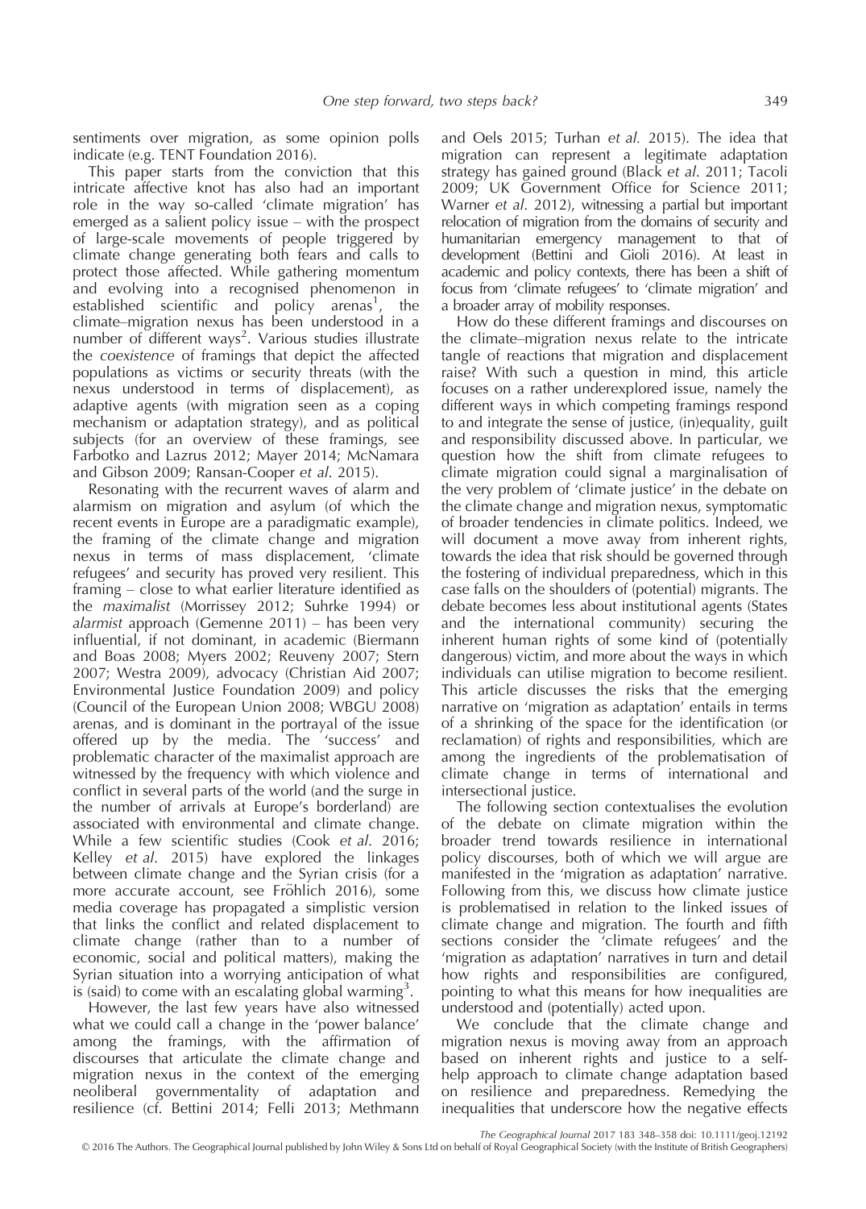sentiments over migration, as some opinion polls indicate (e.g. TENT Foundation 2016).

This paper starts from the conviction that this intricate affective knot has also had an important role in the way so-called 'climate migration' has emerged as a salient policy issue – with the prospect of large-scale movements of people triggered by climate change generating both fears and calls to protect those affected. While gathering momentum and evolving into a recognised phenomenon in established scientific and policy arenas[1], the climate–migration nexus has been understood in a number of different ways[2]. Various studies illustrate the *coexistence* of framings that depict the affected populations as victims or security threats (with the nexus understood in terms of displacement), as adaptive agents (with migration seen as a coping mechanism or adaptation strategy), and as political subjects (for an overview of these framings, see Farbotko and Lazrus 2012; Mayer 2014; McNamara and Gibson 2009; Ransan-Cooper *et al.* 2015).

Resonating with the recurrent waves of alarm and alarmism on migration and asylum (of which the recent events in Europe are a paradigmatic example), the framing of the climate change and migration nexus in terms of mass displacement, 'climate refugees' and security has proved very resilient. This framing – close to what earlier literature identified as the *maximalist* (Morrissey 2012; Suhrke 1994) or *alarmist* approach (Gemenne 2011) – has been very influential, if not dominant, in academic (Biermann and Boas 2008; Myers 2002; Reuveny 2007; Stern 2007; Westra 2009), advocacy (Christian Aid 2007; Environmental Justice Foundation 2009) and policy (Council of the European Union 2008; WBGU 2008) arenas, and is dominant in the portrayal of the issue offered up by the media. The 'success' and problematic character of the maximalist approach are witnessed by the frequency with which violence and conflict in several parts of the world (and the surge in the number of arrivals at Europe's borderland) are associated with environmental and climate change. While a few scientific studies (Cook *et al.* 2016; Kelley *et al.* 2015) have explored the linkages between climate change and the Syrian crisis (for a more accurate account, see Fröhlich 2016), some media coverage has propagated a simplistic version that links the conflict and related displacement to climate change (rather than to a number of economic, social and political matters), making the Syrian situation into a worrying anticipation of what is (said) to come with an escalating global warming[3].

However, the last few years have also witnessed what we could call a change in the 'power balance' among the framings, with the affirmation of discourses that articulate the climate change and migration nexus in the context of the emerging neoliberal governmentality of adaptation and resilience (cf. Bettini 2014; Felli 2013; Methmann and Oels 2015; Turhan *et al.* 2015). The idea that migration can represent a legitimate adaptation strategy has gained ground (Black *et al.* 2011; Tacoli 2009; UK Government Office for Science 2011; Warner *et al.* 2012), witnessing a partial but important relocation of migration from the domains of security and humanitarian emergency management to that of development (Bettini and Gioli 2016). At least in academic and policy contexts, there has been a shift of focus from 'climate refugees' to 'climate migration' and a broader array of mobility responses.

How do these different framings and discourses on the climate–migration nexus relate to the intricate tangle of reactions that migration and displacement raise? With such a question in mind, this article focuses on a rather underexplored issue, namely the different ways in which competing framings respond to and integrate the sense of justice, (in)equality, guilt and responsibility discussed above. In particular, we question how the shift from climate refugees to climate migration could signal a marginalisation of the very problem of 'climate justice' in the debate on the climate change and migration nexus, symptomatic of broader tendencies in climate politics. Indeed, we will document a move away from inherent rights, towards the idea that risk should be governed through the fostering of individual preparedness, which in this case falls on the shoulders of (potential) migrants. The debate becomes less about institutional agents (States and the international community) securing the inherent human rights of some kind of (potentially dangerous) victim, and more about the ways in which individuals can utilise migration to become resilient. This article discusses the risks that the emerging narrative on 'migration as adaptation' entails in terms of a shrinking of the space for the identification (or reclamation) of rights and responsibilities, which are among the ingredients of the problematisation of climate change in terms of international and intersectional justice.

The following section contextualises the evolution of the debate on climate migration within the broader trend towards resilience in international policy discourses, both of which we will argue are manifested in the 'migration as adaptation' narrative. Following from this, we discuss how climate justice is problematised in relation to the linked issues of climate change and migration. The fourth and fifth sections consider the 'climate refugees' and the 'migration as adaptation' narratives in turn and detail how rights and responsibilities are configured, pointing to what this means for how inequalities are understood and (potentially) acted upon.

We conclude that the climate change and migration nexus is moving away from an approach based on inherent rights and justice to a self-help approach to climate change adaptation based on resilience and preparedness. Remedying the inequalities that underscore how the negative effects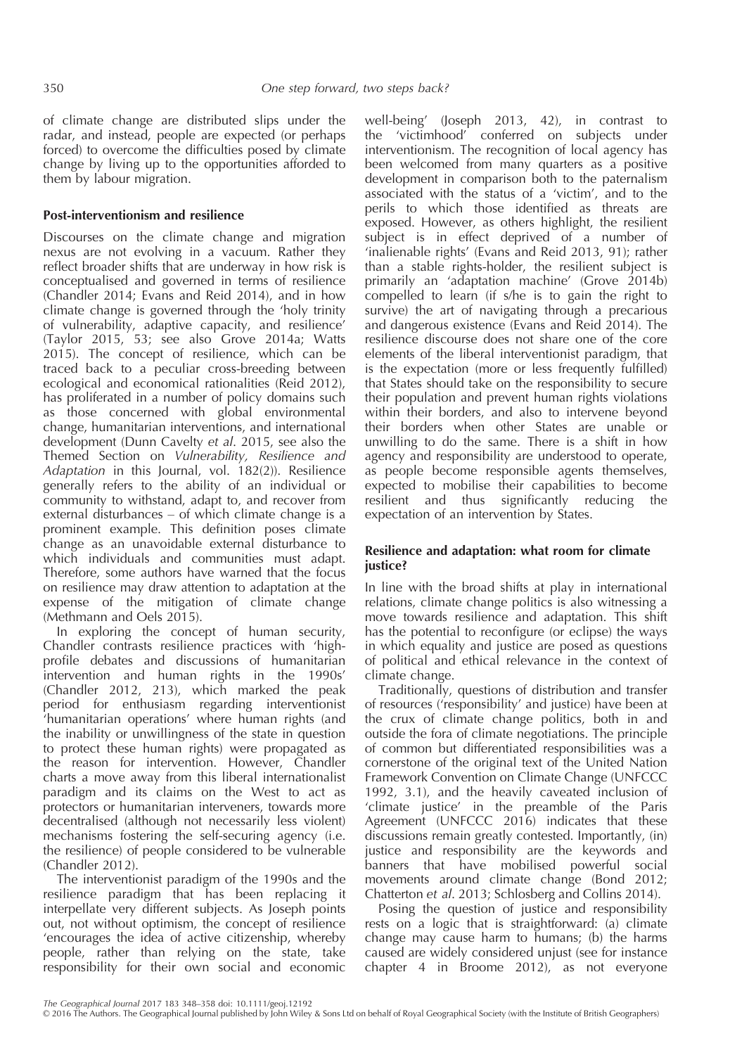of climate change are distributed slips under the radar, and instead, people are expected (or perhaps forced) to overcome the difficulties posed by climate change by living up to the opportunities afforded to them by labour migration.

## Post-interventionism and resilience

Discourses on the climate change and migration nexus are not evolving in a vacuum. Rather they reflect broader shifts that are underway in how risk is conceptualised and governed in terms of resilience (Chandler 2014; Evans and Reid 2014), and in how climate change is governed through the 'holy trinity of vulnerability, adaptive capacity, and resilience' (Taylor 2015, 53; see also Grove 2014a; Watts 2015). The concept of resilience, which can be traced back to a peculiar cross-breeding between ecological and economical rationalities (Reid 2012), has proliferated in a number of policy domains such as those concerned with global environmental change, humanitarian interventions, and international development (Dunn Cavelty *et al*. 2015, see also the Themed Section on *Vulnerability, Resilience and Adaptation* in this Journal, vol. 182(2)). Resilience generally refers to the ability of an individual or community to withstand, adapt to, and recover from external disturbances – of which climate change is a prominent example. This definition poses climate change as an unavoidable external disturbance to which individuals and communities must adapt. Therefore, some authors have warned that the focus on resilience may draw attention to adaptation at the expense of the mitigation of climate change (Methmann and Oels 2015).

In exploring the concept of human security, Chandler contrasts resilience practices with 'high-profile debates and discussions of humanitarian intervention and human rights in the 1990s' (Chandler 2012, 213), which marked the peak period for enthusiasm regarding interventionist 'humanitarian operations' where human rights (and the inability or unwillingness of the state in question to protect these human rights) were propagated as the reason for intervention. However, Chandler charts a move away from this liberal internationalist paradigm and its claims on the West to act as protectors or humanitarian interveners, towards more decentralised (although not necessarily less violent) mechanisms fostering the self-securing agency (i.e. the resilience) of people considered to be vulnerable (Chandler 2012).

The interventionist paradigm of the 1990s and the resilience paradigm that has been replacing it interpellate very different subjects. As Joseph points out, not without optimism, the concept of resilience 'encourages the idea of active citizenship, whereby people, rather than relying on the state, take responsibility for their own social and economic well-being' (Joseph 2013, 42), in contrast to the 'victimhood' conferred on subjects under interventionism. The recognition of local agency has been welcomed from many quarters as a positive development in comparison both to the paternalism associated with the status of a 'victim', and to the perils to which those identified as threats are exposed. However, as others highlight, the resilient subject is in effect deprived of a number of 'inalienable rights' (Evans and Reid 2013, 91); rather than a stable rights-holder, the resilient subject is primarily an 'adaptation machine' (Grove 2014b) compelled to learn (if s/he is to gain the right to survive) the art of navigating through a precarious and dangerous existence (Evans and Reid 2014). The resilience discourse does not share one of the core elements of the liberal interventionist paradigm, that is the expectation (more or less frequently fulfilled) that States should take on the responsibility to secure their population and prevent human rights violations within their borders, and also to intervene beyond their borders when other States are unable or unwilling to do the same. There is a shift in how agency and responsibility are understood to operate, as people become responsible agents themselves, expected to mobilise their capabilities to become resilient and thus significantly reducing the expectation of an intervention by States.

## Resilience and adaptation: what room for climate justice?

In line with the broad shifts at play in international relations, climate change politics is also witnessing a move towards resilience and adaptation. This shift has the potential to reconfigure (or eclipse) the ways in which equality and justice are posed as questions of political and ethical relevance in the context of climate change.

Traditionally, questions of distribution and transfer of resources ('responsibility' and justice) have been at the crux of climate change politics, both in and outside the fora of climate negotiations. The principle of common but differentiated responsibilities was a cornerstone of the original text of the United Nation Framework Convention on Climate Change (UNFCCC 1992, 3.1), and the heavily caveated inclusion of 'climate justice' in the preamble of the Paris Agreement (UNFCCC 2016) indicates that these discussions remain greatly contested. Importantly, (in) justice and responsibility are the keywords and banners that have mobilised powerful social movements around climate change (Bond 2012; Chatterton *et al*. 2013; Schlosberg and Collins 2014).

Posing the question of justice and responsibility rests on a logic that is straightforward: (a) climate change may cause harm to humans; (b) the harms caused are widely considered unjust (see for instance chapter 4 in Broome 2012), as not everyone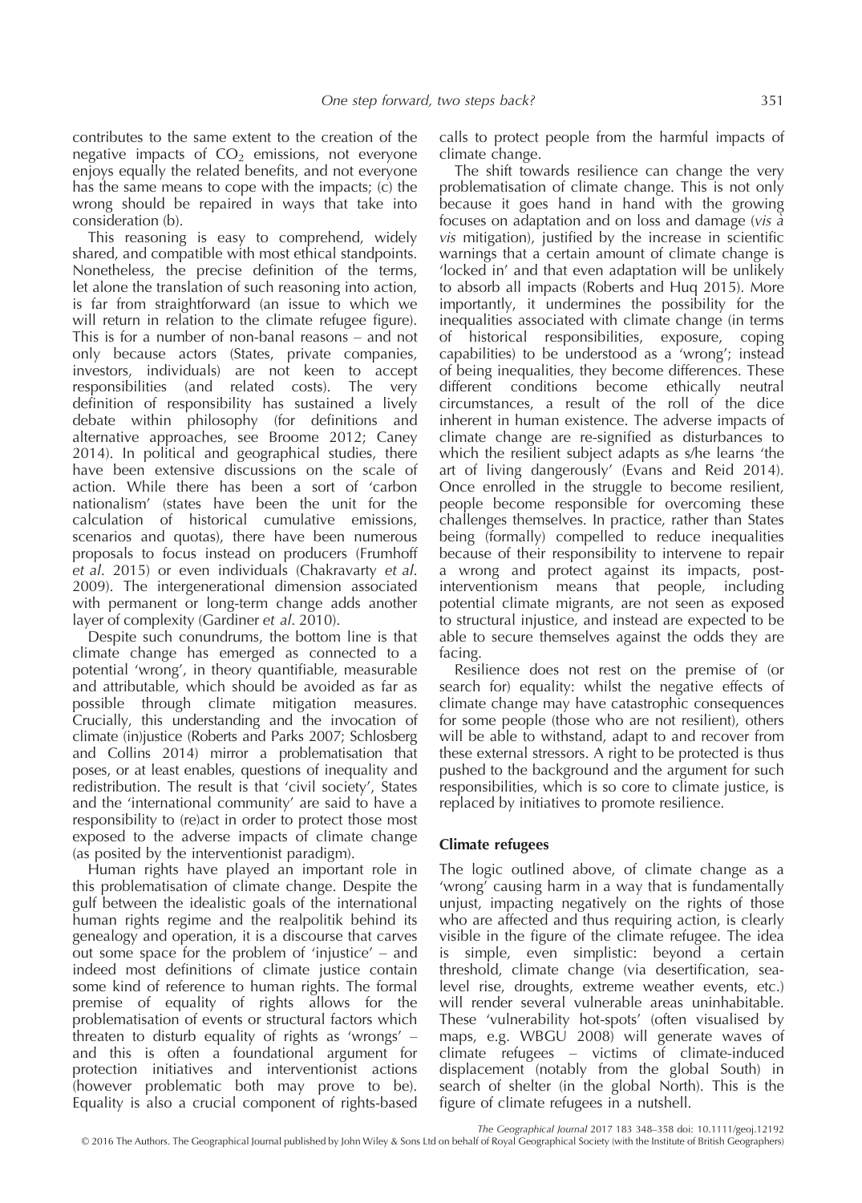contributes to the same extent to the creation of the negative impacts of $CO_2$ emissions, not everyone enjoys equally the related benefits, and not everyone has the same means to cope with the impacts; (c) the wrong should be repaired in ways that take into consideration (b).

This reasoning is easy to comprehend, widely shared, and compatible with most ethical standpoints. Nonetheless, the precise definition of the terms, let alone the translation of such reasoning into action, is far from straightforward (an issue to which we will return in relation to the climate refugee figure). This is for a number of non-banal reasons – and not only because actors (States, private companies, investors, individuals) are not keen to accept responsibilities (and related costs). The very definition of responsibility has sustained a lively debate within philosophy (for definitions and alternative approaches, see Broome 2012; Caney 2014). In political and geographical studies, there have been extensive discussions on the scale of action. While there has been a sort of 'carbon nationalism' (states have been the unit for the calculation of historical cumulative emissions, scenarios and quotas), there have been numerous proposals to focus instead on producers (Frumhoff *et al.* 2015) or even individuals (Chakravarty *et al.* 2009). The intergenerational dimension associated with permanent or long-term change adds another layer of complexity (Gardiner *et al.* 2010).

Despite such conundrums, the bottom line is that climate change has emerged as connected to a potential 'wrong', in theory quantifiable, measurable and attributable, which should be avoided as far as possible through climate mitigation measures. Crucially, this understanding and the invocation of climate (in)justice (Roberts and Parks 2007; Schlosberg and Collins 2014) mirror a problematisation that poses, or at least enables, questions of inequality and redistribution. The result is that 'civil society', States and the 'international community' are said to have a responsibility to (re)act in order to protect those most exposed to the adverse impacts of climate change (as posited by the interventionist paradigm).

Human rights have played an important role in this problematisation of climate change. Despite the gulf between the idealistic goals of the international human rights regime and the realpolitik behind its genealogy and operation, it is a discourse that carves out some space for the problem of 'injustice' – and indeed most definitions of climate justice contain some kind of reference to human rights. The formal premise of equality of rights allows for the problematisation of events or structural factors which threaten to disturb equality of rights as 'wrongs' – and this is often a foundational argument for protection initiatives and interventionist actions (however problematic both may prove to be). Equality is also a crucial component of rights-based calls to protect people from the harmful impacts of climate change.

The shift towards resilience can change the very problematisation of climate change. This is not only because it goes hand in hand with the growing focuses on adaptation and on loss and damage (*vis à vis* mitigation), justified by the increase in scientific warnings that a certain amount of climate change is 'locked in' and that even adaptation will be unlikely to absorb all impacts (Roberts and Huq 2015). More importantly, it undermines the possibility for the inequalities associated with climate change (in terms of historical responsibilities, exposure, coping capabilities) to be understood as a 'wrong'; instead of being inequalities, they become differences. These different conditions become ethically neutral circumstances, a result of the roll of the dice inherent in human existence. The adverse impacts of climate change are re-signified as disturbances to which the resilient subject adapts as s/he learns 'the art of living dangerously' (Evans and Reid 2014). Once enrolled in the struggle to become resilient, people become responsible for overcoming these challenges themselves. In practice, rather than States being (formally) compelled to reduce inequalities because of their responsibility to intervene to repair a wrong and protect against its impacts, post-interventionism means that people, including potential climate migrants, are not seen as exposed to structural injustice, and instead are expected to be able to secure themselves against the odds they are facing.

Resilience does not rest on the premise of (or search for) equality: whilst the negative effects of climate change may have catastrophic consequences for some people (those who are not resilient), others will be able to withstand, adapt to and recover from these external stressors. A right to be protected is thus pushed to the background and the argument for such responsibilities, which is so core to climate justice, is replaced by initiatives to promote resilience.

## Climate refugees

The logic outlined above, of climate change as a 'wrong' causing harm in a way that is fundamentally unjust, impacting negatively on the rights of those who are affected and thus requiring action, is clearly visible in the figure of the climate refugee. The idea is simple, even simplistic: beyond a certain threshold, climate change (via desertification, sea-level rise, droughts, extreme weather events, etc.) will render several vulnerable areas uninhabitable. These 'vulnerability hot-spots' (often visualised by maps, e.g. WBGU 2008) will generate waves of climate refugees – victims of climate-induced displacement (notably from the global South) in search of shelter (in the global North). This is the figure of climate refugees in a nutshell.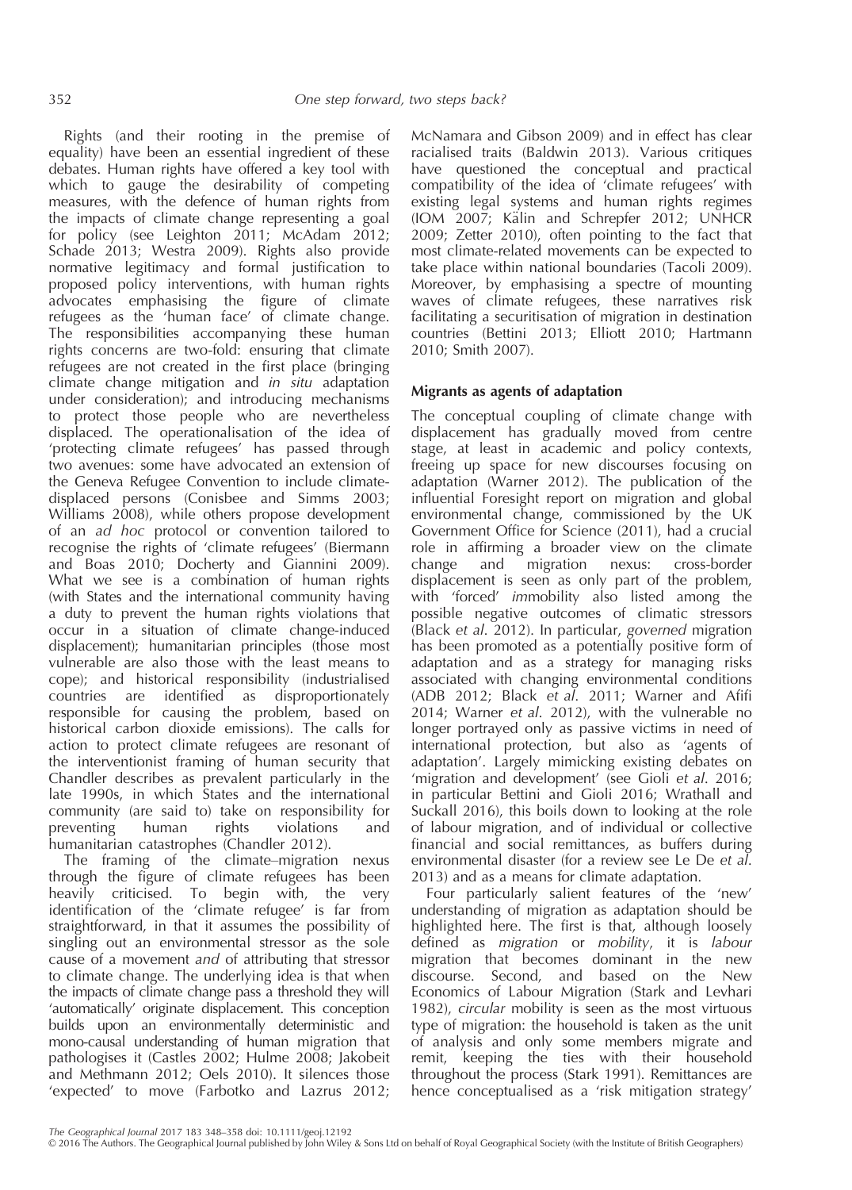Rights (and their rooting in the premise of equality) have been an essential ingredient of these debates. Human rights have offered a key tool with which to gauge the desirability of competing measures, with the defence of human rights from the impacts of climate change representing a goal for policy (see Leighton 2011; McAdam 2012; Schade 2013; Westra 2009). Rights also provide normative legitimacy and formal justification to proposed policy interventions, with human rights advocates emphasising the figure of climate refugees as the 'human face' of climate change. The responsibilities accompanying these human rights concerns are two-fold: ensuring that climate refugees are not created in the first place (bringing climate change mitigation and *in situ* adaptation under consideration); and introducing mechanisms to protect those people who are nevertheless displaced. The operationalisation of the idea of 'protecting climate refugees' has passed through two avenues: some have advocated an extension of the Geneva Refugee Convention to include climate-displaced persons (Conisbee and Simms 2003; Williams 2008), while others propose development of an *ad hoc* protocol or convention tailored to recognise the rights of 'climate refugees' (Biermann and Boas 2010; Docherty and Giannini 2009). What we see is a combination of human rights (with States and the international community having a duty to prevent the human rights violations that occur in a situation of climate change-induced displacement); humanitarian principles (those most vulnerable are also those with the least means to cope); and historical responsibility (industrialised countries are identified as disproportionately responsible for causing the problem, based on historical carbon dioxide emissions). The calls for action to protect climate refugees are resonant of the interventionist framing of human security that Chandler describes as prevalent particularly in the late 1990s, in which States and the international community (are said to) take on responsibility for preventing human rights violations and humanitarian catastrophes (Chandler 2012).

The framing of the climate–migration nexus through the figure of climate refugees has been heavily criticised. To begin with, the very identification of the 'climate refugee' is far from straightforward, in that it assumes the possibility of singling out an environmental stressor as the sole cause of a movement *and* of attributing that stressor to climate change. The underlying idea is that when the impacts of climate change pass a threshold they will 'automatically' originate displacement. This conception builds upon an environmentally deterministic and mono-causal understanding of human migration that pathologises it (Castles 2002; Hulme 2008; Jakobeit and Methmann 2012; Oels 2010). It silences those 'expected' to move (Farbotko and Lazrus 2012; McNamara and Gibson 2009) and in effect has clear racialised traits (Baldwin 2013). Various critiques have questioned the conceptual and practical compatibility of the idea of 'climate refugees' with existing legal systems and human rights regimes (IOM 2007; Kälin and Schrepfer 2012; UNHCR 2009; Zetter 2010), often pointing to the fact that most climate-related movements can be expected to take place within national boundaries (Tacoli 2009). Moreover, by emphasising a spectre of mounting waves of climate refugees, these narratives risk facilitating a securitisation of migration in destination countries (Bettini 2013; Elliott 2010; Hartmann 2010; Smith 2007).

### Migrants as agents of adaptation

The conceptual coupling of climate change with displacement has gradually moved from centre stage, at least in academic and policy contexts, freeing up space for new discourses focusing on adaptation (Warner 2012). The publication of the influential Foresight report on migration and global environmental change, commissioned by the UK Government Office for Science (2011), had a crucial role in affirming a broader view on the climate change and migration nexus: cross-border displacement is seen as only part of the problem, with 'forced' *im*mobility also listed among the possible negative outcomes of climatic stressors (Black *et al*. 2012). In particular, *governed* migration has been promoted as a potentially positive form of adaptation and as a strategy for managing risks associated with changing environmental conditions (ADB 2012; Black *et al*. 2011; Warner and Afifi 2014; Warner *et al*. 2012), with the vulnerable no longer portrayed only as passive victims in need of international protection, but also as 'agents of adaptation'. Largely mimicking existing debates on 'migration and development' (see Gioli *et al*. 2016; in particular Bettini and Gioli 2016; Wrathall and Suckall 2016), this boils down to looking at the role of labour migration, and of individual or collective financial and social remittances, as buffers during environmental disaster (for a review see Le De *et al*. 2013) and as a means for climate adaptation.

Four particularly salient features of the 'new' understanding of migration as adaptation should be highlighted here. The first is that, although loosely defined as *migration* or *mobility*, it is *labour* migration that becomes dominant in the new discourse. Second, and based on the New Economics of Labour Migration (Stark and Levhari 1982), *circular* mobility is seen as the most virtuous type of migration: the household is taken as the unit of analysis and only some members migrate and remit, keeping the ties with their household throughout the process (Stark 1991). Remittances are hence conceptualised as a 'risk mitigation strategy'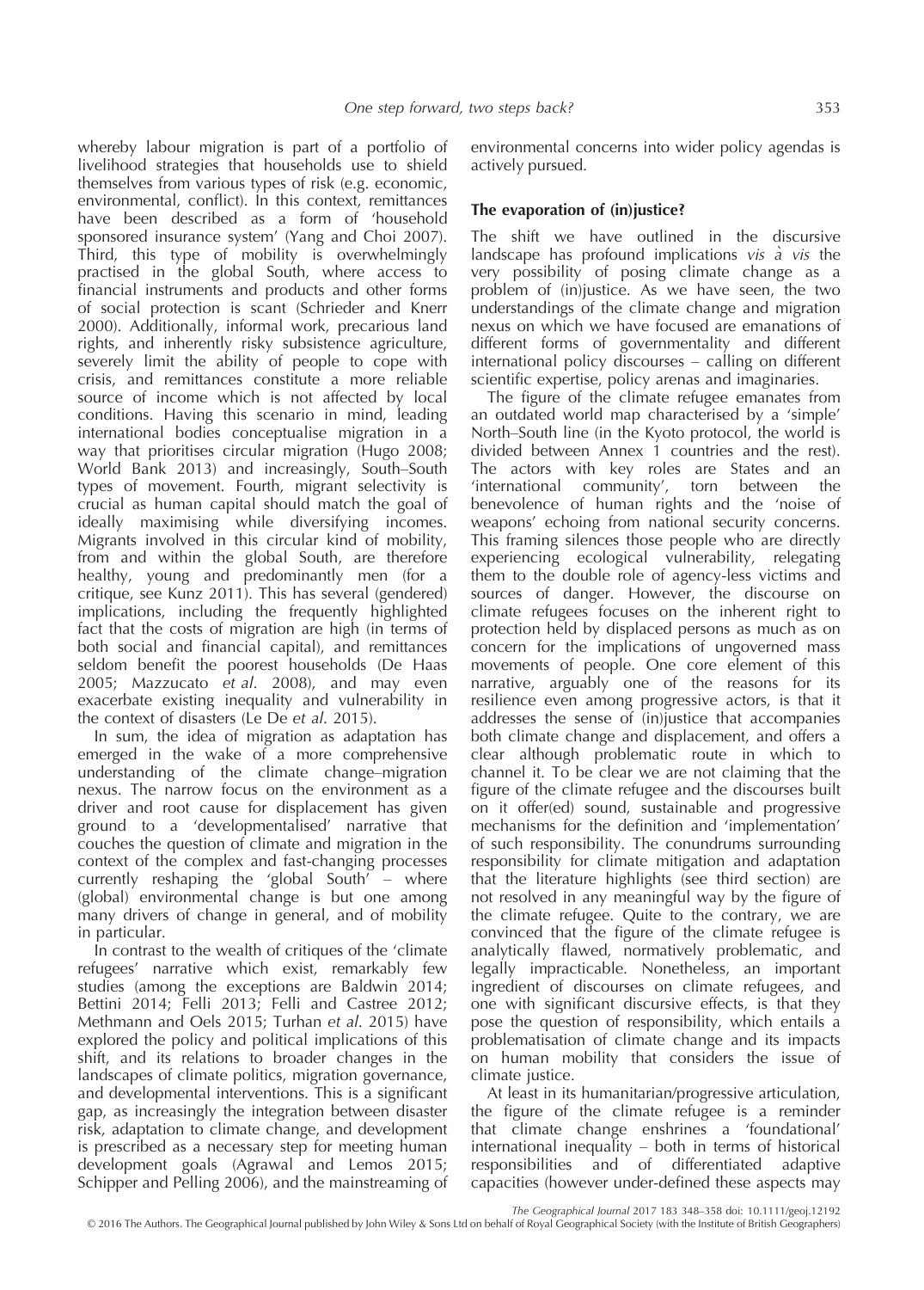whereby labour migration is part of a portfolio of livelihood strategies that households use to shield themselves from various types of risk (e.g. economic, environmental, conflict). In this context, remittances have been described as a form of 'household sponsored insurance system' (Yang and Choi 2007). Third, this type of mobility is overwhelmingly practised in the global South, where access to financial instruments and products and other forms of social protection is scant (Schrieder and Knerr 2000). Additionally, informal work, precarious land rights, and inherently risky subsistence agriculture, severely limit the ability of people to cope with crisis, and remittances constitute a more reliable source of income which is not affected by local conditions. Having this scenario in mind, leading international bodies conceptualise migration in a way that prioritises circular migration (Hugo 2008; World Bank 2013) and increasingly, South–South types of movement. Fourth, migrant selectivity is crucial as human capital should match the goal of ideally maximising while diversifying incomes. Migrants involved in this circular kind of mobility, from and within the global South, are therefore healthy, young and predominantly men (for a critique, see Kunz 2011). This has several (gendered) implications, including the frequently highlighted fact that the costs of migration are high (in terms of both social and financial capital), and remittances seldom benefit the poorest households (De Haas 2005; Mazzucato *et al.* 2008), and may even exacerbate existing inequality and vulnerability in the context of disasters (Le De *et al.* 2015).

In sum, the idea of migration as adaptation has emerged in the wake of a more comprehensive understanding of the climate change–migration nexus. The narrow focus on the environment as a driver and root cause for displacement has given ground to a 'developmentalised' narrative that couches the question of climate and migration in the context of the complex and fast-changing processes currently reshaping the 'global South' – where (global) environmental change is but one among many drivers of change in general, and of mobility in particular.

In contrast to the wealth of critiques of the 'climate refugees' narrative which exist, remarkably few studies (among the exceptions are Baldwin 2014; Bettini 2014; Felli 2013; Felli and Castree 2012; Methmann and Oels 2015; Turhan *et al.* 2015) have explored the policy and political implications of this shift, and its relations to broader changes in the landscapes of climate politics, migration governance, and developmental interventions. This is a significant gap, as increasingly the integration between disaster risk, adaptation to climate change, and development is prescribed as a necessary step for meeting human development goals (Agrawal and Lemos 2015; Schipper and Pelling 2006), and the mainstreaming of environmental concerns into wider policy agendas is actively pursued.

## The evaporation of (in)justice?

The shift we have outlined in the discursive landscape has profound implications *vis à vis* the very possibility of posing climate change as a problem of (in)justice. As we have seen, the two understandings of the climate change and migration nexus on which we have focused are emanations of different forms of governmentality and different international policy discourses – calling on different scientific expertise, policy arenas and imaginaries.

The figure of the climate refugee emanates from an outdated world map characterised by a 'simple' North–South line (in the Kyoto protocol, the world is divided between Annex 1 countries and the rest). The actors with key roles are States and an 'international community', torn between the benevolence of human rights and the 'noise of weapons' echoing from national security concerns. This framing silences those people who are directly experiencing ecological vulnerability, relegating them to the double role of agency-less victims and sources of danger. However, the discourse on climate refugees focuses on the inherent right to protection held by displaced persons as much as on concern for the implications of ungoverned mass movements of people. One core element of this narrative, arguably one of the reasons for its resilience even among progressive actors, is that it addresses the sense of (in)justice that accompanies both climate change and displacement, and offers a clear although problematic route in which to channel it. To be clear we are not claiming that the figure of the climate refugee and the discourses built on it offer(ed) sound, sustainable and progressive mechanisms for the definition and 'implementation' of such responsibility. The conundrums surrounding responsibility for climate mitigation and adaptation that the literature highlights (see third section) are not resolved in any meaningful way by the figure of the climate refugee. Quite to the contrary, we are convinced that the figure of the climate refugee is analytically flawed, normatively problematic, and legally impracticable. Nonetheless, an important ingredient of discourses on climate refugees, and one with significant discursive effects, is that they pose the question of responsibility, which entails a problematisation of climate change and its impacts on human mobility that considers the issue of climate justice.

At least in its humanitarian/progressive articulation, the figure of the climate refugee is a reminder that climate change enshrines a 'foundational' international inequality – both in terms of historical responsibilities and of differentiated adaptive capacities (however under-defined these aspects may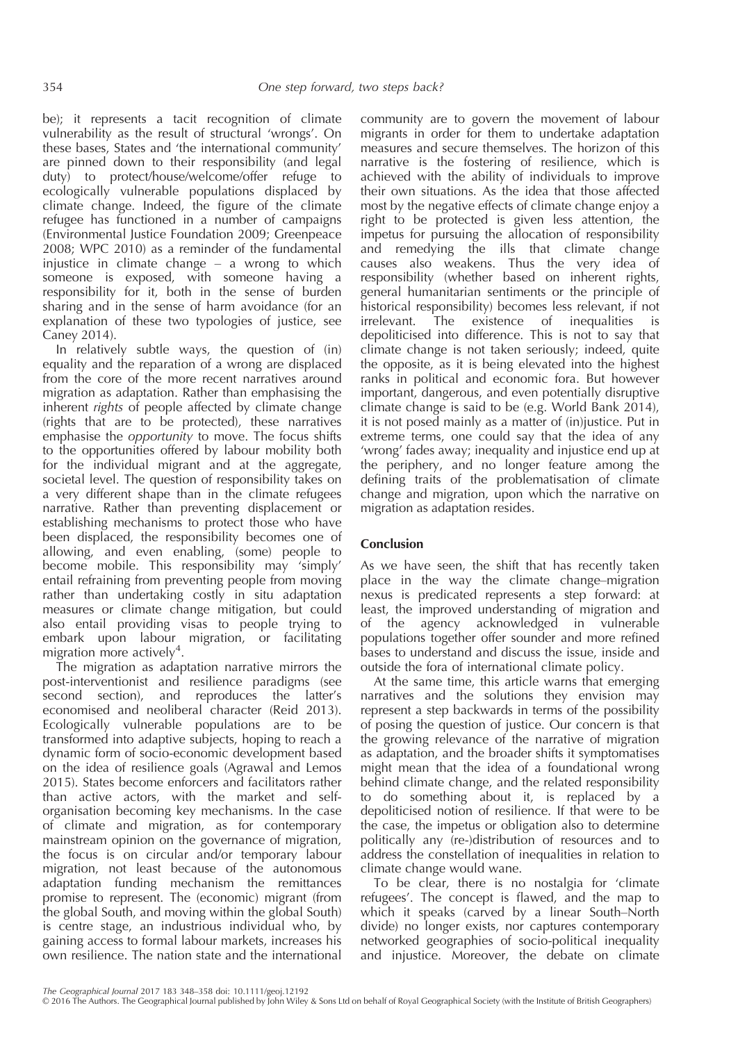be); it represents a tacit recognition of climate vulnerability as the result of structural 'wrongs'. On these bases, States and 'the international community' are pinned down to their responsibility (and legal duty) to protect/house/welcome/offer refuge to ecologically vulnerable populations displaced by climate change. Indeed, the figure of the climate refugee has functioned in a number of campaigns (Environmental Justice Foundation 2009; Greenpeace 2008; WPC 2010) as a reminder of the fundamental injustice in climate change – a wrong to which someone is exposed, with someone having a responsibility for it, both in the sense of burden sharing and in the sense of harm avoidance (for an explanation of these two typologies of justice, see Caney 2014).

In relatively subtle ways, the question of (in)equality and the reparation of a wrong are displaced from the core of the more recent narratives around migration as adaptation. Rather than emphasising the inherent *rights* of people affected by climate change (rights that are to be protected), these narratives emphasise the *opportunity* to move. The focus shifts to the opportunities offered by labour mobility both for the individual migrant and at the aggregate, societal level. The question of responsibility takes on a very different shape than in the climate refugees narrative. Rather than preventing displacement or establishing mechanisms to protect those who have been displaced, the responsibility becomes one of allowing, and even enabling, (some) people to become mobile. This responsibility may 'simply' entail refraining from preventing people from moving rather than undertaking costly in situ adaptation measures or climate change mitigation, but could also entail providing visas to people trying to embark upon labour migration, or facilitating migration more actively[4].

The migration as adaptation narrative mirrors the post-interventionist and resilience paradigms (see second section), and reproduces the latter's economised and neoliberal character (Reid 2013). Ecologically vulnerable populations are to be transformed into adaptive subjects, hoping to reach a dynamic form of socio-economic development based on the idea of resilience goals (Agrawal and Lemos 2015). States become enforcers and facilitators rather than active actors, with the market and self-organisation becoming key mechanisms. In the case of climate and migration, as for contemporary mainstream opinion on the governance of migration, the focus is on circular and/or temporary labour migration, not least because of the autonomous adaptation funding mechanism the remittances promise to represent. The (economic) migrant (from the global South, and moving within the global South) is centre stage, an industrious individual who, by gaining access to formal labour markets, increases his own resilience. The nation state and the international community are to govern the movement of labour migrants in order for them to undertake adaptation measures and secure themselves. The horizon of this narrative is the fostering of resilience, which is achieved with the ability of individuals to improve their own situations. As the idea that those affected most by the negative effects of climate change enjoy a right to be protected is given less attention, the impetus for pursuing the allocation of responsibility and remedying the ills that climate change causes also weakens. Thus the very idea of responsibility (whether based on inherent rights, general humanitarian sentiments or the principle of historical responsibility) becomes less relevant, if not irrelevant. The existence of inequalities is depoliticised into difference. This is not to say that climate change is not taken seriously; indeed, quite the opposite, as it is being elevated into the highest ranks in political and economic fora. But however important, dangerous, and even potentially disruptive climate change is said to be (e.g. World Bank 2014), it is not posed mainly as a matter of (in)justice. Put in extreme terms, one could say that the idea of any 'wrong' fades away; inequality and injustice end up at the periphery, and no longer feature among the defining traits of the problematisation of climate change and migration, upon which the narrative on migration as adaptation resides.

## Conclusion

As we have seen, the shift that has recently taken place in the way the climate change–migration nexus is predicated represents a step forward: at least, the improved understanding of migration and of the agency acknowledged in vulnerable populations together offer sounder and more refined bases to understand and discuss the issue, inside and outside the fora of international climate policy.

At the same time, this article warns that emerging narratives and the solutions they envision may represent a step backwards in terms of the possibility of posing the question of justice. Our concern is that the growing relevance of the narrative of migration as adaptation, and the broader shifts it symptomatises might mean that the idea of a foundational wrong behind climate change, and the related responsibility to do something about it, is replaced by a depoliticised notion of resilience. If that were to be the case, the impetus or obligation also to determine politically any (re-)distribution of resources and to address the constellation of inequalities in relation to climate change would wane.

To be clear, there is no nostalgia for 'climate refugees'. The concept is flawed, and the map to which it speaks (carved by a linear South–North divide) no longer exists, nor captures contemporary networked geographies of socio-political inequality and injustice. Moreover, the debate on climate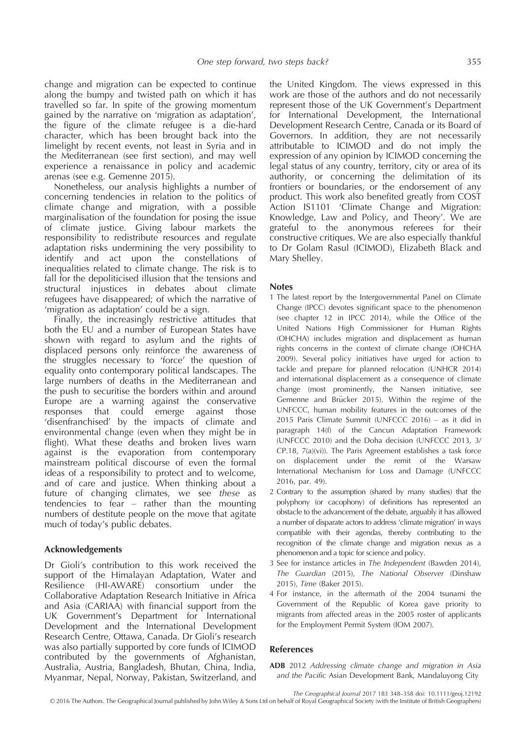change and migration can be expected to continue along the bumpy and twisted path on which it has travelled so far. In spite of the growing momentum gained by the narrative on 'migration as adaptation', the figure of the climate refugee is a die-hard character, which has been brought back into the limelight by recent events, not least in Syria and in the Mediterranean (see first section), and may well experience a renaissance in policy and academic arenas (see e.g. Gemenne 2015).

Nonetheless, our analysis highlights a number of concerning tendencies in relation to the politics of climate change and migration, with a possible marginalisation of the foundation for posing the issue of climate justice. Giving labour markets the responsibility to redistribute resources and regulate adaptation risks undermining the very possibility to identify and act upon the constellations of inequalities related to climate change. The risk is to fall for the depoliticised illusion that the tensions and structural injustices in debates about climate refugees have disappeared; of which the narrative of 'migration as adaptation' could be a sign.

Finally, the increasingly restrictive attitudes that both the EU and a number of European States have shown with regard to asylum and the rights of displaced persons only reinforce the awareness of the struggles necessary to 'force' the question of equality onto contemporary political landscapes. The large numbers of deaths in the Mediterranean and the push to securitise the borders within and around Europe are a warning against the conservative responses that could emerge against those 'disenfranchised' by the impacts of climate and environmental change (even when they might be in flight). What these deaths and broken lives warn against is the evaporation from contemporary mainstream political discourse of even the formal ideas of a responsibility to protect and to welcome, and of care and justice. When thinking about a future of changing climates, we see *these* as tendencies to fear – rather than the mounting numbers of destitute people on the move that agitate much of today's public debates.

## Acknowledgements

Dr Gioli's contribution to this work received the support of the Himalayan Adaptation, Water and Resilience (HI-AWARE) consortium under the Collaborative Adaptation Research Initiative in Africa and Asia (CARIAA) with financial support from the UK Government's Department for International Development and the International Development Research Centre, Ottawa, Canada. Dr Gioli's research was also partially supported by core funds of ICIMOD contributed by the governments of Afghanistan, Australia, Austria, Bangladesh, Bhutan, China, India, Myanmar, Nepal, Norway, Pakistan, Switzerland, and the United Kingdom. The views expressed in this work are those of the authors and do not necessarily represent those of the UK Government's Department for International Development, the International Development Research Centre, Canada or its Board of Governors. In addition, they are not necessarily attributable to ICIMOD and do not imply the expression of any opinion by ICIMOD concerning the legal status of any country, territory, city or area of its authority, or concerning the delimitation of its frontiers or boundaries, or the endorsement of any product. This work also benefited greatly from COST Action IS1101 'Climate Change and Migration: Knowledge, Law and Policy, and Theory'. We are grateful to the anonymous referees for their constructive critiques. We are also especially thankful to Dr Golam Rasul (ICIMOD), Elizabeth Black and Mary Shelley.

## Notes

1 The latest report by the Intergovernmental Panel on Climate Change (IPCC) devotes significant space to the phenomenon (see chapter 12 in IPCC 2014), while the Office of the United Nations High Commissioner for Human Rights (OHCHA) includes migration and displacement as human rights concerns in the context of climate change (OHCHA 2009). Several policy initiatives have urged for action to tackle and prepare for planned relocation (UNHCR 2014) and international displacement as a consequence of climate change (most prominently, the Nansen initiative, see Gemenne and Brücker 2015). Within the regime of the UNFCCC, human mobility features in the outcomes of the 2015 Paris Climate Summit (UNFCCC 2016) – as it did in paragraph 14(f) of the Cancun Adaptation Framework (UNFCCC 2010) and the Doha decision (UNFCCC 2013, 3/CP.18, 7(a)(vi)). The Paris Agreement establishes a task force on displacement under the remit of the Warsaw International Mechanism for Loss and Damage (UNFCCC 2016, par. 49).

2 Contrary to the assumption (shared by many studies) that the polyphony (or cacophony) of definitions has represented an obstacle to the advancement of the debate, arguably it has allowed a number of disparate actors to address 'climate migration' in ways compatible with their agendas, thereby contributing to the recognition of the climate change and migration nexus as a phenomenon and a topic for science and policy.

3 See for instance articles in *The Independent* (Bawden 2014), *The Guardian* (2015), *The National Observer* (Dinshaw 2015), *Time* (Baker 2015).

4 For instance, in the aftermath of the 2004 tsunami the Government of the Republic of Korea gave priority to migrants from affected areas in the 2005 roster of applicants for the Employment Permit System (IOM 2007).

## References

**ADB** 2012 *Addressing climate change and migration in Asia and the Pacific* Asian Development Bank, Mandaluyong City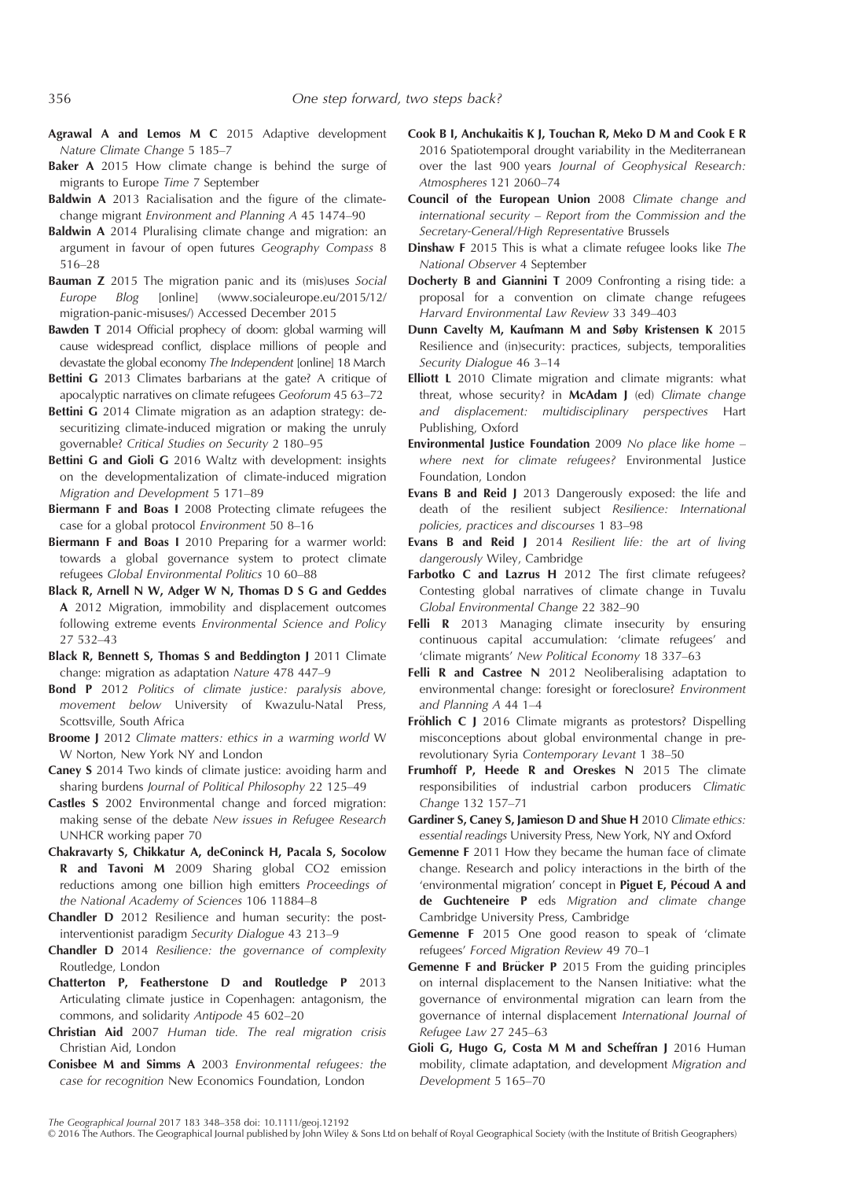**Agrawal A and Lemos M C** 2015 Adaptive development *Nature Climate Change* 5 185–7

**Baker A** 2015 How climate change is behind the surge of migrants to Europe *Time* 7 September

**Baldwin A** 2013 Racialisation and the figure of the climate-change migrant *Environment and Planning A* 45 1474–90

**Baldwin A** 2014 Pluralising climate change and migration: an argument in favour of open futures *Geography Compass* 8 516–28

**Bauman Z** 2015 The migration panic and its (mis)uses *Social Europe Blog* [online] (www.socialeurope.eu/2015/12/migration-panic-misuses/) Accessed December 2015

**Bawden T** 2014 Official prophecy of doom: global warming will cause widespread conflict, displace millions of people and devastate the global economy *The Independent* [online] 18 March

**Bettini G** 2013 Climates barbarians at the gate? A critique of apocalyptic narratives on climate refugees *Geoforum* 45 63–72

**Bettini G** 2014 Climate migration as an adaption strategy: de-securitizing climate-induced migration or making the unruly governable? *Critical Studies on Security* 2 180–95

**Bettini G and Gioli G** 2016 Waltz with development: insights on the developmentalization of climate-induced migration *Migration and Development* 5 171–89

**Biermann F and Boas I** 2008 Protecting climate refugees the case for a global protocol *Environment* 50 8–16

**Biermann F and Boas I** 2010 Preparing for a warmer world: towards a global governance system to protect climate refugees *Global Environmental Politics* 10 60–88

**Black R, Arnell N W, Adger W N, Thomas D S G and Geddes A** 2012 Migration, immobility and displacement outcomes following extreme events *Environmental Science and Policy* 27 532–43

**Black R, Bennett S, Thomas S and Beddington J** 2011 Climate change: migration as adaptation *Nature* 478 447–9

**Bond P** 2012 *Politics of climate justice: paralysis above, movement below* University of Kwazulu-Natal Press, Scottsville, South Africa

**Broome J** 2012 *Climate matters: ethics in a warming world* W W Norton, New York NY and London

**Caney S** 2014 Two kinds of climate justice: avoiding harm and sharing burdens *Journal of Political Philosophy* 22 125–49

**Castles S** 2002 Environmental change and forced migration: making sense of the debate *New issues in Refugee Research* UNHCR working paper 70

**Chakravarty S, Chikkatur A, deConinck H, Pacala S, Socolow R and Tavoni M** 2009 Sharing global CO2 emission reductions among one billion high emitters *Proceedings of the National Academy of Sciences* 106 11884–8

**Chandler D** 2012 Resilience and human security: the post-interventionist paradigm *Security Dialogue* 43 213–9

**Chandler D** 2014 *Resilience: the governance of complexity* Routledge, London

**Chatterton P, Featherstone D and Routledge P** 2013 Articulating climate justice in Copenhagen: antagonism, the commons, and solidarity *Antipode* 45 602–20

**Christian Aid** 2007 *Human tide. The real migration crisis* Christian Aid, London

**Conisbee M and Simms A** 2003 *Environmental refugees: the case for recognition* New Economics Foundation, London

**Cook B I, Anchukaitis K J, Touchan R, Meko D M and Cook E R** 2016 Spatiotemporal drought variability in the Mediterranean over the last 900 years *Journal of Geophysical Research: Atmospheres* 121 2060–74

**Council of the European Union** 2008 *Climate change and international security – Report from the Commission and the Secretary-General/High Representative* Brussels

**Dinshaw F** 2015 This is what a climate refugee looks like *The National Observer* 4 September

**Docherty B and Giannini T** 2009 Confronting a rising tide: a proposal for a convention on climate change refugees *Harvard Environmental Law Review* 33 349–403

**Dunn Cavelty M, Kaufmann M and Søby Kristensen K** 2015 Resilience and (in)security: practices, subjects, temporalities *Security Dialogue* 46 3–14

**Elliott L** 2010 Climate migration and climate migrants: what threat, whose security? in **McAdam J** (ed) *Climate change and displacement: multidisciplinary perspectives* Hart Publishing, Oxford

**Environmental Justice Foundation** 2009 *No place like home – where next for climate refugees?* Environmental Justice Foundation, London

**Evans B and Reid J** 2013 Dangerously exposed: the life and death of the resilient subject *Resilience: International policies, practices and discourses* 1 83–98

**Evans B and Reid J** 2014 *Resilient life: the art of living dangerously* Wiley, Cambridge

**Farbotko C and Lazrus H** 2012 The first climate refugees? Contesting global narratives of climate change in Tuvalu *Global Environmental Change* 22 382–90

**Felli R** 2013 Managing climate insecurity by ensuring continuous capital accumulation: 'climate refugees' and 'climate migrants' *New Political Economy* 18 337–63

**Felli R and Castree N** 2012 Neoliberalising adaptation to environmental change: foresight or foreclosure? *Environment and Planning A* 44 1–4

**Fröhlich C J** 2016 Climate migrants as protestors? Dispelling misconceptions about global environmental change in pre-revolutionary Syria *Contemporary Levant* 1 38–50

**Frumhoff P, Heede R and Oreskes N** 2015 The climate responsibilities of industrial carbon producers *Climatic Change* 132 157–71

**Gardiner S, Caney S, Jamieson D and Shue H** 2010 *Climate ethics: essential readings* University Press, New York, NY and Oxford

**Gemenne F** 2011 How they became the human face of climate change. Research and policy interactions in the birth of the 'environmental migration' concept in **Piguet E, Pécoud A and de Guchteneire P** eds *Migration and climate change* Cambridge University Press, Cambridge

**Gemenne F** 2015 One good reason to speak of 'climate refugees' *Forced Migration Review* 49 70–1

**Gemenne F and Brücker P** 2015 From the guiding principles on internal displacement to the Nansen Initiative: what the governance of environmental migration can learn from the governance of internal displacement *International Journal of Refugee Law* 27 245–63

**Gioli G, Hugo G, Costa M M and Scheffran J** 2016 Human mobility, climate adaptation, and development *Migration and Development* 5 165–70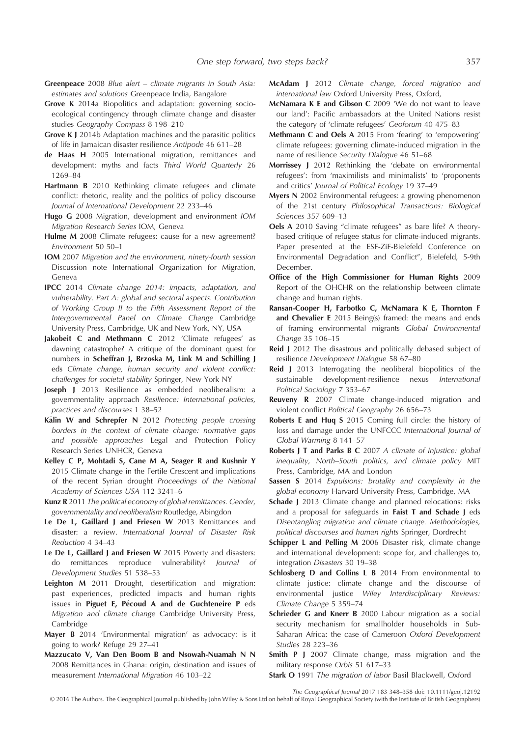**Greenpeace** 2008 *Blue alert – climate migrants in South Asia: estimates and solutions* Greenpeace India, Bangalore

**Grove K** 2014a Biopolitics and adaptation: governing socio-ecological contingency through climate change and disaster studies *Geography Compass* 8 198–210

**Grove K J** 2014b Adaptation machines and the parasitic politics of life in Jamaican disaster resilience *Antipode* 46 611–28

**de Haas H** 2005 International migration, remittances and development: myths and facts *Third World Quarterly* 26 1269–84

**Hartmann B** 2010 Rethinking climate refugees and climate conflict: rhetoric, reality and the politics of policy discourse *Journal of International Development* 22 233–46

**Hugo G** 2008 Migration, development and environment *IOM Migration Research Series* IOM, Geneva

**Hulme M** 2008 Climate refugees: cause for a new agreement? *Environment* 50 50–1

**IOM** 2007 *Migration and the environment, ninety-fourth session* Discussion note International Organization for Migration, Geneva

**IPCC** 2014 *Climate change 2014: impacts, adaptation, and vulnerability. Part A: global and sectoral aspects. Contribution of Working Group II to the Fifth Assessment Report of the Intergovernmental Panel on Climate Change* Cambridge University Press, Cambridge, UK and New York, NY, USA

**Jakobeit C and Methmann C** 2012 'Climate refugees' as dawning catastrophe? A critique of the dominant quest for numbers in **Scheffran J, Brzoska M, Link M and Schilling J** eds *Climate change, human security and violent conflict: challenges for societal stability* Springer, New York NY

**Joseph J** 2013 Resilience as embedded neoliberalism: a governmentality approach *Resilience: International policies, practices and discourses* 1 38–52

**Kälin W and Schrepfer N** 2012 *Protecting people crossing borders in the context of climate change: normative gaps and possible approaches* Legal and Protection Policy Research Series UNHCR, Geneva

**Kelley C P, Mohtadi S, Cane M A, Seager R and Kushnir Y** 2015 Climate change in the Fertile Crescent and implications of the recent Syrian drought *Proceedings of the National Academy of Sciences USA* 112 3241–6

**Kunz R** 2011 *The political economy of global remittances. Gender, governmentality and neoliberalism* Routledge, Abingdon

**Le De L, Gaillard J and Friesen W** 2013 Remittances and disaster: a review. *International Journal of Disaster Risk Reduction* 4 34–43

**Le De L, Gaillard J and Friesen W** 2015 Poverty and disasters: do remittances reproduce vulnerability? *Journal of Development Studies* 51 538–53

**Leighton M** 2011 Drought, desertification and migration: past experiences, predicted impacts and human rights issues in **Piguet E, Pécoud A and de Guchteneire P** eds *Migration and climate change* Cambridge University Press, Cambridge

**Mayer B** 2014 'Environmental migration' as advocacy: is it going to work? Refuge 29 27–41

**Mazzucato V, Van Den Boom B and Nsowah-Nuamah N N** 2008 Remittances in Ghana: origin, destination and issues of measurement *International Migration* 46 103–22

**McAdam J** 2012 *Climate change, forced migration and international law* Oxford University Press, Oxford,

**McNamara K E and Gibson C** 2009 'We do not want to leave our land': Pacific ambassadors at the United Nations resist the category of 'climate refugees' *Geoforum* 40 475–83

**Methmann C and Oels A** 2015 From 'fearing' to 'empowering' climate refugees: governing climate-induced migration in the name of resilience *Security Dialogue* 46 51–68

**Morrissey J** 2012 Rethinking the 'debate on environmental refugees': from 'maximilists and minimalists' to 'proponents and critics' *Journal of Political Ecology* 19 37–49

**Myers N** 2002 Environmental refugees: a growing phenomenon of the 21st century *Philosophical Transactions: Biological Sciences* 357 609–13

**Oels A** 2010 Saving "climate refugees" as bare life? A theory-based critique of refugee status for climate-induced migrants. Paper presented at the ESF-ZiF-Bielefeld Conference on Environmental Degradation and Conflict", Bielefeld, 5-9th December.

**Office of the High Commissioner for Human Rights** 2009 Report of the OHCHR on the relationship between climate change and human rights.

**Ransan-Cooper H, Farbotko C, McNamara K E, Thornton F and Chevalier E** 2015 Being(s) framed: the means and ends of framing environmental migrants *Global Environmental Change* 35 106–15

**Reid J** 2012 The disastrous and politically debased subject of resilience *Development Dialogue* 58 67–80

**Reid J** 2013 Interrogating the neoliberal biopolitics of the sustainable development-resilience nexus *International Political Sociology* 7 353–67

**Reuveny R** 2007 Climate change-induced migration and violent conflict *Political Geography* 26 656–73

**Roberts E and Huq S** 2015 Coming full circle: the history of loss and damage under the UNFCCC *International Journal of Global Warming* 8 141–57

**Roberts J T and Parks B C** 2007 *A climate of injustice: global inequality, North–South politics, and climate policy* MIT Press, Cambridge, MA and London

**Sassen S** 2014 *Expulsions: brutality and complexity in the global economy* Harvard University Press, Cambridge, MA

**Schade J** 2013 Climate change and planned relocations: risks and a proposal for safeguards in **Faist T and Schade J** eds *Disentangling migration and climate change. Methodologies, political discourses and human rights* Springer, Dordrecht

**Schipper L and Pelling M** 2006 Disaster risk, climate change and international development: scope for, and challenges to, integration *Disasters* 30 19–38

**Schlosberg D and Collins L B** 2014 From environmental to climate justice: climate change and the discourse of environmental justice *Wiley Interdisciplinary Reviews: Climate Change* 5 359–74

**Schrieder G and Knerr B** 2000 Labour migration as a social security mechanism for smallholder households in Sub-Saharan Africa: the case of Cameroon *Oxford Development Studies* 28 223–36

**Smith P J** 2007 Climate change, mass migration and the military response *Orbis* 51 617–33

**Stark O** 1991 *The migration of labor* Basil Blackwell, Oxford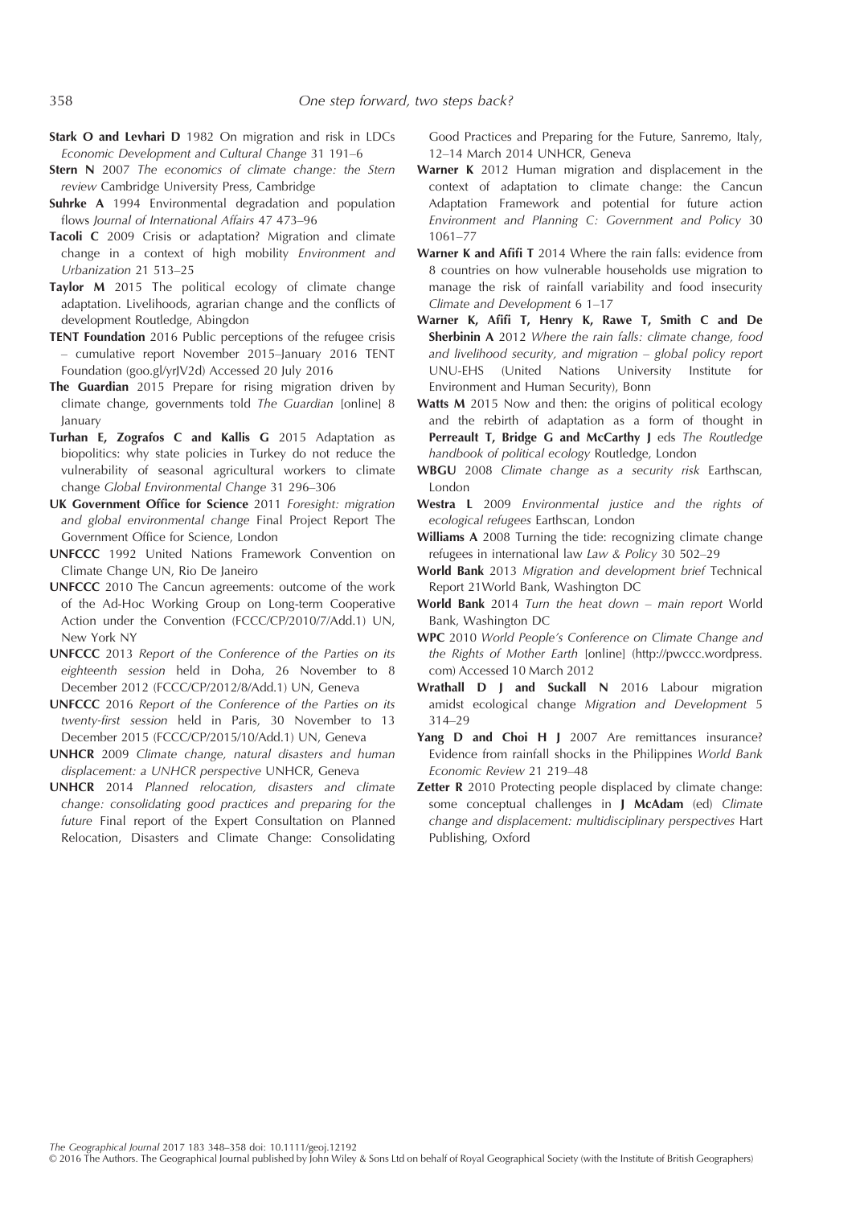**Stark O and Levhari D** 1982 On migration and risk in LDCs *Economic Development and Cultural Change* 31 191–6

**Stern N** 2007 *The economics of climate change: the Stern review* Cambridge University Press, Cambridge

**Suhrke A** 1994 Environmental degradation and population flows *Journal of International Affairs* 47 473–96

**Tacoli C** 2009 Crisis or adaptation? Migration and climate change in a context of high mobility *Environment and Urbanization* 21 513–25

**Taylor M** 2015 The political ecology of climate change adaptation. Livelihoods, agrarian change and the conflicts of development Routledge, Abingdon

**TENT Foundation** 2016 Public perceptions of the refugee crisis – cumulative report November 2015–January 2016 TENT Foundation (goo.gl/yrJV2d) Accessed 20 July 2016

**The Guardian** 2015 Prepare for rising migration driven by climate change, governments told *The Guardian* [online] 8 January

**Turhan E, Zografos C and Kallis G** 2015 Adaptation as biopolitics: why state policies in Turkey do not reduce the vulnerability of seasonal agricultural workers to climate change *Global Environmental Change* 31 296–306

**UK Government Office for Science** 2011 *Foresight: migration and global environmental change* Final Project Report The Government Office for Science, London

**UNFCCC** 1992 United Nations Framework Convention on Climate Change UN, Rio De Janeiro

**UNFCCC** 2010 The Cancun agreements: outcome of the work of the Ad-Hoc Working Group on Long-term Cooperative Action under the Convention (FCCC/CP/2010/7/Add.1) UN, New York NY

**UNFCCC** 2013 *Report of the Conference of the Parties on its eighteenth session* held in Doha, 26 November to 8 December 2012 (FCCC/CP/2012/8/Add.1) UN, Geneva

**UNFCCC** 2016 *Report of the Conference of the Parties on its twenty-first session* held in Paris, 30 November to 13 December 2015 (FCCC/CP/2015/10/Add.1) UN, Geneva

**UNHCR** 2009 *Climate change, natural disasters and human displacement: a UNHCR perspective* UNHCR, Geneva

**UNHCR** 2014 *Planned relocation, disasters and climate change: consolidating good practices and preparing for the future* Final report of the Expert Consultation on Planned Relocation, Disasters and Climate Change: Consolidating Good Practices and Preparing for the Future, Sanremo, Italy, 12–14 March 2014 UNHCR, Geneva

**Warner K** 2012 Human migration and displacement in the context of adaptation to climate change: the Cancun Adaptation Framework and potential for future action *Environment and Planning C: Government and Policy* 30 1061–77

**Warner K and Afifi T** 2014 Where the rain falls: evidence from 8 countries on how vulnerable households use migration to manage the risk of rainfall variability and food insecurity *Climate and Development* 6 1–17

**Warner K, Afifi T, Henry K, Rawe T, Smith C and De Sherbinin A** 2012 *Where the rain falls: climate change, food and livelihood security, and migration – global policy report* UNU-EHS (United Nations University Institute for Environment and Human Security), Bonn

**Watts M** 2015 Now and then: the origins of political ecology and the rebirth of adaptation as a form of thought in **Perreault T, Bridge G and McCarthy J** eds *The Routledge handbook of political ecology* Routledge, London

**WBGU** 2008 *Climate change as a security risk* Earthscan, London

**Westra L** 2009 *Environmental justice and the rights of ecological refugees* Earthscan, London

**Williams A** 2008 Turning the tide: recognizing climate change refugees in international law *Law & Policy* 30 502–29

**World Bank** 2013 *Migration and development brief* Technical Report 21World Bank, Washington DC

**World Bank** 2014 *Turn the heat down – main report* World Bank, Washington DC

**WPC** 2010 *World People's Conference on Climate Change and the Rights of Mother Earth* [online] (http://pwccc.wordpress.com) Accessed 10 March 2012

**Wrathall D J and Suckall N** 2016 Labour migration amidst ecological change *Migration and Development* 5 314–29

**Yang D and Choi H J** 2007 Are remittances insurance? Evidence from rainfall shocks in the Philippines *World Bank Economic Review* 21 219–48

**Zetter R** 2010 Protecting people displaced by climate change: some conceptual challenges in **J McAdam** (ed) *Climate change and displacement: multidisciplinary perspectives* Hart Publishing, Oxford